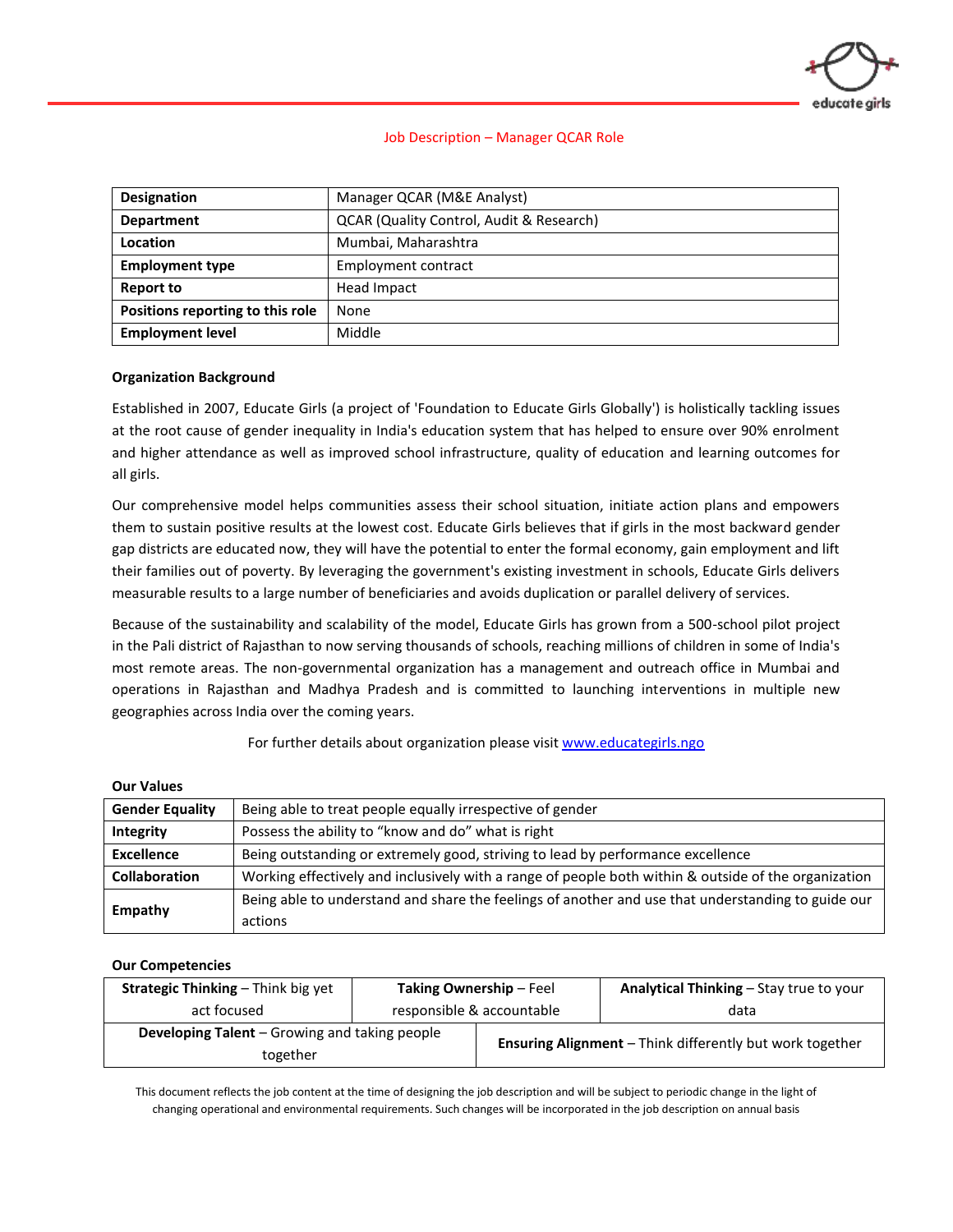# Job Description – Manager QCAR Role

| | |
|---|---|
| **Designation** | Manager QCAR (M&E Analyst) |
| **Department** | QCAR (Quality Control, Audit & Research) |
| **Location** | Mumbai, Maharashtra |
| **Employment type** | Employment contract |
| **Report to** | Head Impact |
| **Positions reporting to this role** | None |
| **Employment level** | Middle |

**Organization Background**

Established in 2007, Educate Girls (a project of 'Foundation to Educate Girls Globally') is holistically tackling issues at the root cause of gender inequality in India's education system that has helped to ensure over 90% enrolment and higher attendance as well as improved school infrastructure, quality of education and learning outcomes for all girls.

Our comprehensive model helps communities assess their school situation, initiate action plans and empowers them to sustain positive results at the lowest cost. Educate Girls believes that if girls in the most backward gender gap districts are educated now, they will have the potential to enter the formal economy, gain employment and lift their families out of poverty. By leveraging the government's existing investment in schools, Educate Girls delivers measurable results to a large number of beneficiaries and avoids duplication or parallel delivery of services.

Because of the sustainability and scalability of the model, Educate Girls has grown from a 500-school pilot project in the Pali district of Rajasthan to now serving thousands of schools, reaching millions of children in some of India's most remote areas. The non-governmental organization has a management and outreach office in Mumbai and operations in Rajasthan and Madhya Pradesh and is committed to launching interventions in multiple new geographies across India over the coming years.

For further details about organization please visit [www.educategirls.ngo](http://www.educategirls.ngo)

**Our Values**

| | |
|---|---|
| **Gender Equality** | Being able to treat people equally irrespective of gender |
| **Integrity** | Possess the ability to "know and do" what is right |
| **Excellence** | Being outstanding or extremely good, striving to lead by performance excellence |
| **Collaboration** | Working effectively and inclusively with a range of people both within & outside of the organization |
| **Empathy** | Being able to understand and share the feelings of another and use that understanding to guide our actions |

**Our Competencies**

| | | |
|---|---|---|
| **Strategic Thinking** – Think big yet act focused | **Taking Ownership** – Feel responsible & accountable | **Analytical Thinking** – Stay true to your data |
| **Developing Talent** – Growing and taking people together | **Ensuring Alignment** – Think differently but work together | |

This document reflects the job content at the time of designing the job description and will be subject to periodic change in the light of changing operational and environmental requirements. Such changes will be incorporated in the job description on annual basis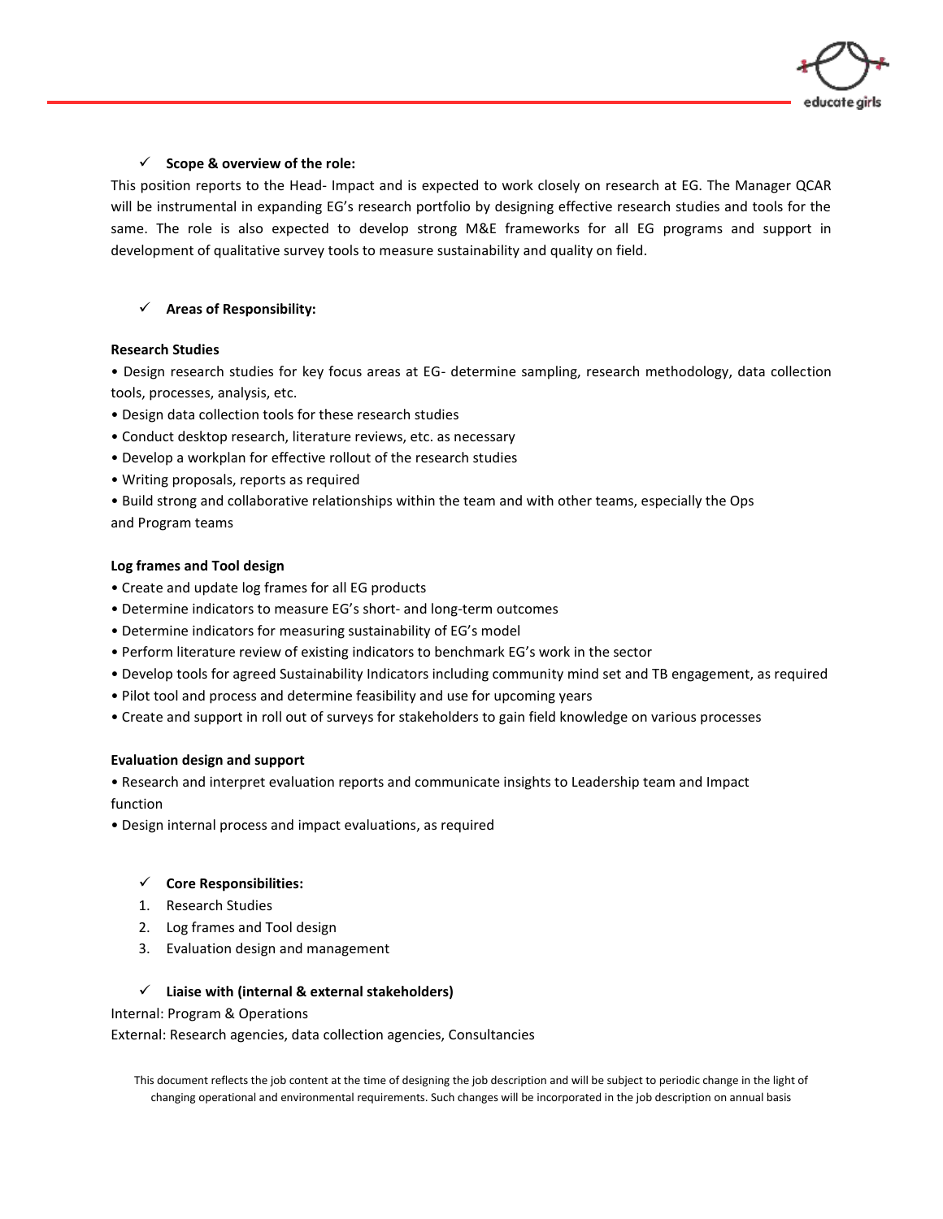## ✓ Scope & overview of the role:

This position reports to the Head- Impact and is expected to work closely on research at EG. The Manager QCAR will be instrumental in expanding EG's research portfolio by designing effective research studies and tools for the same. The role is also expected to develop strong M&E frameworks for all EG programs and support in development of qualitative survey tools to measure sustainability and quality on field.

## ✓ Areas of Responsibility:

**Research Studies**

- Design research studies for key focus areas at EG- determine sampling, research methodology, data collection tools, processes, analysis, etc.
- Design data collection tools for these research studies
- Conduct desktop research, literature reviews, etc. as necessary
- Develop a workplan for effective rollout of the research studies
- Writing proposals, reports as required
- Build strong and collaborative relationships within the team and with other teams, especially the Ops and Program teams

**Log frames and Tool design**

- Create and update log frames for all EG products
- Determine indicators to measure EG's short- and long-term outcomes
- Determine indicators for measuring sustainability of EG's model
- Perform literature review of existing indicators to benchmark EG's work in the sector
- Develop tools for agreed Sustainability Indicators including community mind set and TB engagement, as required
- Pilot tool and process and determine feasibility and use for upcoming years
- Create and support in roll out of surveys for stakeholders to gain field knowledge on various processes

**Evaluation design and support**

- Research and interpret evaluation reports and communicate insights to Leadership team and Impact function
- Design internal process and impact evaluations, as required

## ✓ Core Responsibilities:

1. Research Studies
2. Log frames and Tool design
3. Evaluation design and management

## ✓ Liaise with (internal & external stakeholders)

Internal: Program & Operations

External: Research agencies, data collection agencies, Consultancies

This document reflects the job content at the time of designing the job description and will be subject to periodic change in the light of changing operational and environmental requirements. Such changes will be incorporated in the job description on annual basis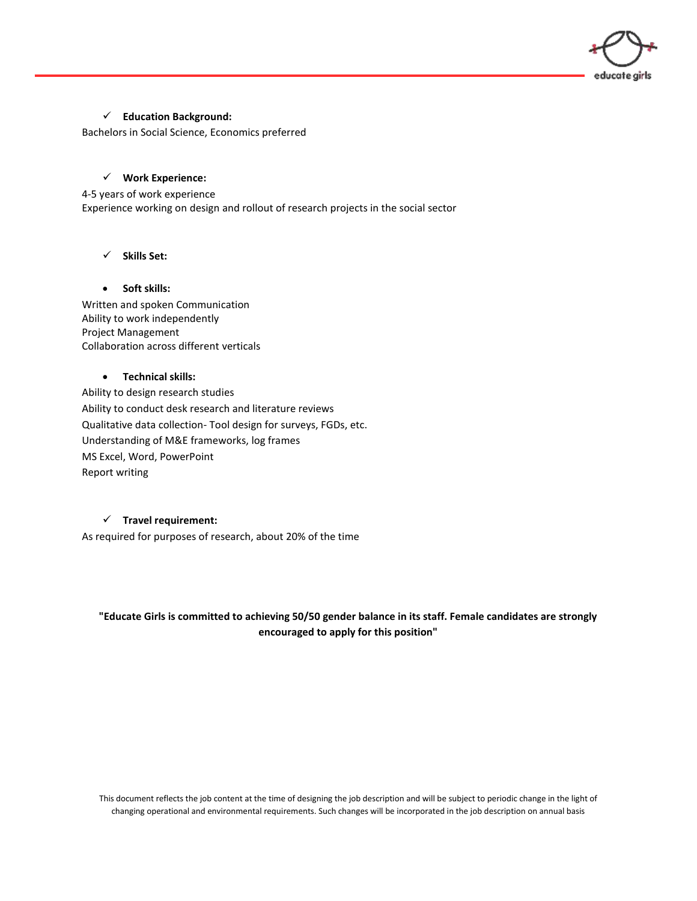- **Education Background:**

Bachelors in Social Science, Economics preferred

- **Work Experience:**

4-5 years of work experience
Experience working on design and rollout of research projects in the social sector

- **Skills Set:**

- **Soft skills:**

Written and spoken Communication
Ability to work independently
Project Management
Collaboration across different verticals

- **Technical skills:**

Ability to design research studies
Ability to conduct desk research and literature reviews
Qualitative data collection- Tool design for surveys, FGDs, etc.
Understanding of M&E frameworks, log frames
MS Excel, Word, PowerPoint
Report writing

- **Travel requirement:**

As required for purposes of research, about 20% of the time

**"Educate Girls is committed to achieving 50/50 gender balance in its staff. Female candidates are strongly encouraged to apply for this position"**

This document reflects the job content at the time of designing the job description and will be subject to periodic change in the light of changing operational and environmental requirements. Such changes will be incorporated in the job description on annual basis